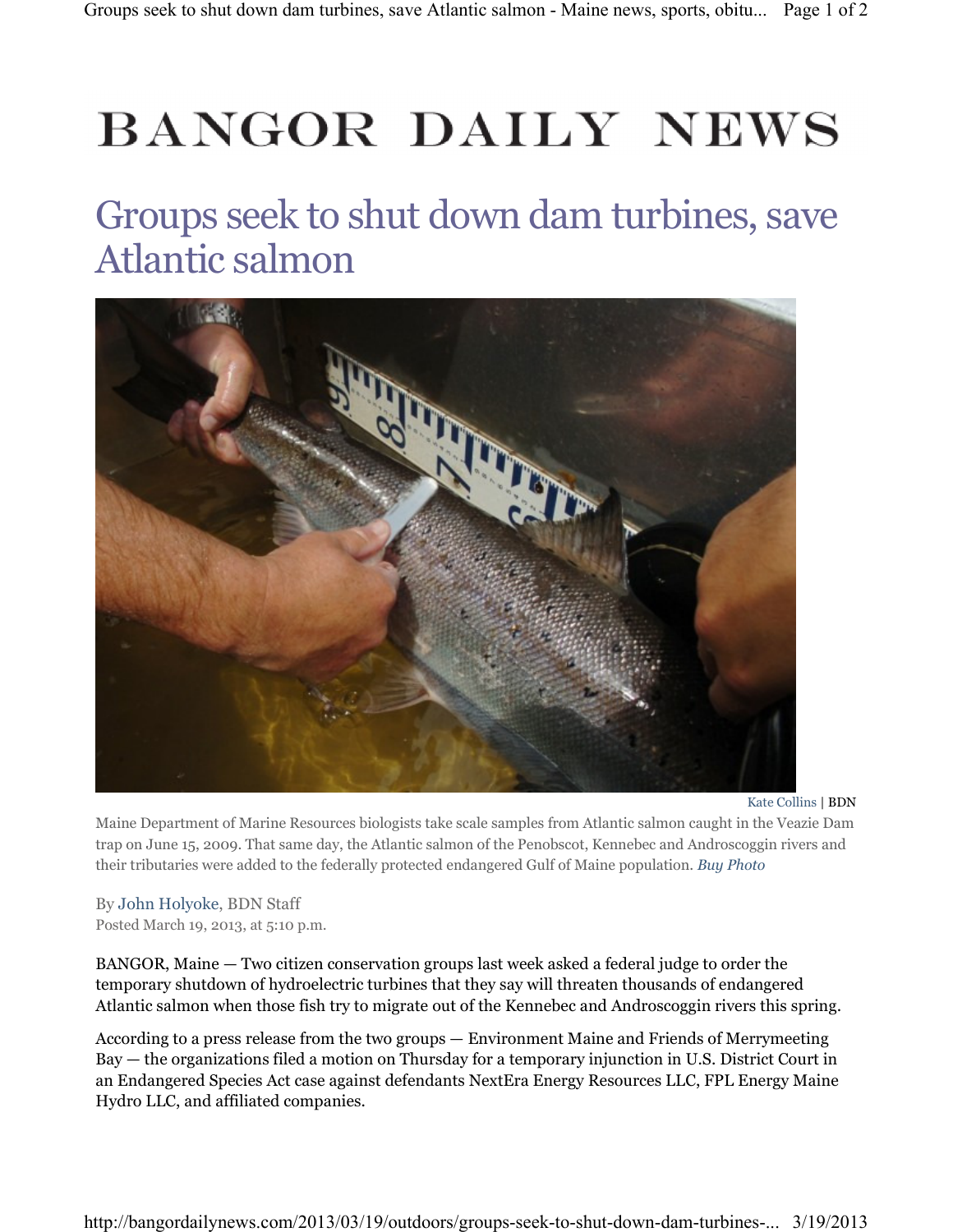# BANGOR DAILY NEWS

## Groups seek to shut down dam turbines, save Atlantic salmon

Kate Collins | BDN

Maine Department of Marine Resources biologists take scale samples from Atlantic salmon caught in the Veazie Dam trap on June 15, 2009. That same day, the Atlantic salmon of the Penobscot, Kennebec and Androscoggin rivers and their tributaries were added to the federally protected endangered Gulf of Maine population. *Buy Photo*

By John Holyoke, BDN Staff
Posted March 19, 2013, at 5:10 p.m.

BANGOR, Maine — Two citizen conservation groups last week asked a federal judge to order the temporary shutdown of hydroelectric turbines that they say will threaten thousands of endangered Atlantic salmon when those fish try to migrate out of the Kennebec and Androscoggin rivers this spring.

According to a press release from the two groups — Environment Maine and Friends of Merrymeeting Bay — the organizations filed a motion on Thursday for a temporary injunction in U.S. District Court in an Endangered Species Act case against defendants NextEra Energy Resources LLC, FPL Energy Maine Hydro LLC, and affiliated companies.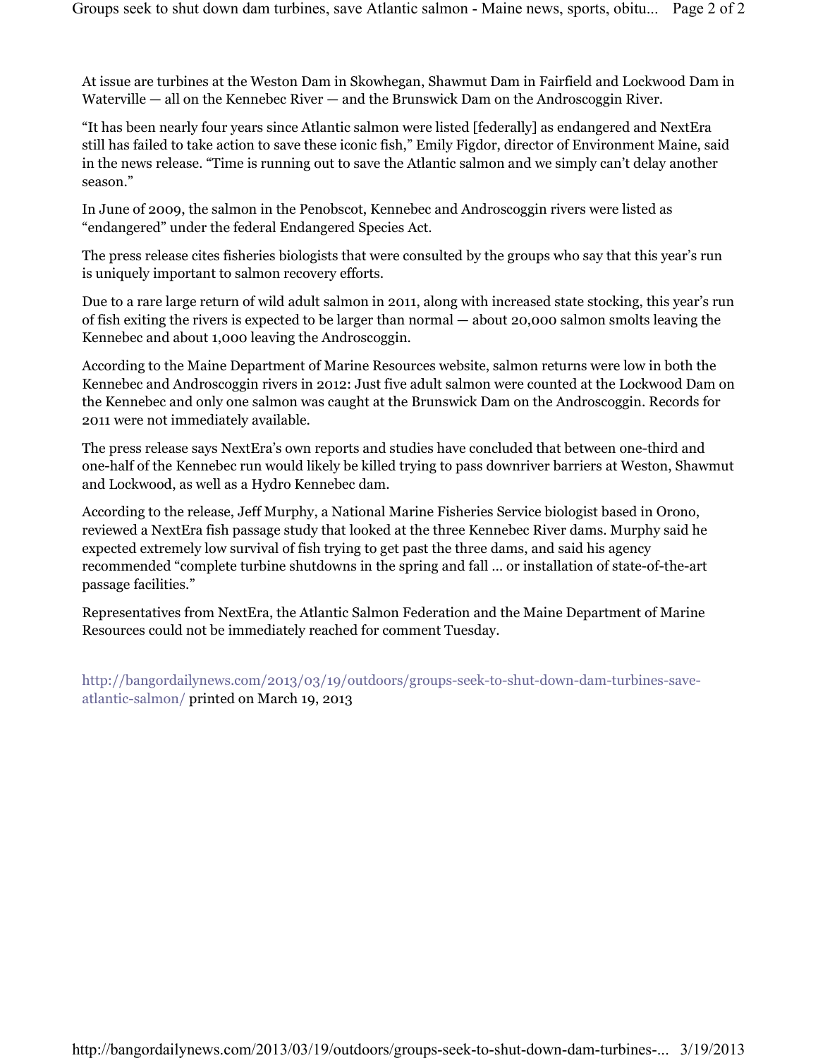At issue are turbines at the Weston Dam in Skowhegan, Shawmut Dam in Fairfield and Lockwood Dam in Waterville — all on the Kennebec River — and the Brunswick Dam on the Androscoggin River.

"It has been nearly four years since Atlantic salmon were listed [federally] as endangered and NextEra still has failed to take action to save these iconic fish," Emily Figdor, director of Environment Maine, said in the news release. "Time is running out to save the Atlantic salmon and we simply can't delay another season."

In June of 2009, the salmon in the Penobscot, Kennebec and Androscoggin rivers were listed as "endangered" under the federal Endangered Species Act.

The press release cites fisheries biologists that were consulted by the groups who say that this year's run is uniquely important to salmon recovery efforts.

Due to a rare large return of wild adult salmon in 2011, along with increased state stocking, this year's run of fish exiting the rivers is expected to be larger than normal — about 20,000 salmon smolts leaving the Kennebec and about 1,000 leaving the Androscoggin.

According to the Maine Department of Marine Resources website, salmon returns were low in both the Kennebec and Androscoggin rivers in 2012: Just five adult salmon were counted at the Lockwood Dam on the Kennebec and only one salmon was caught at the Brunswick Dam on the Androscoggin. Records for 2011 were not immediately available.

The press release says NextEra's own reports and studies have concluded that between one-third and one-half of the Kennebec run would likely be killed trying to pass downriver barriers at Weston, Shawmut and Lockwood, as well as a Hydro Kennebec dam.

According to the release, Jeff Murphy, a National Marine Fisheries Service biologist based in Orono, reviewed a NextEra fish passage study that looked at the three Kennebec River dams. Murphy said he expected extremely low survival of fish trying to get past the three dams, and said his agency recommended "complete turbine shutdowns in the spring and fall … or installation of state-of-the-art passage facilities."

Representatives from NextEra, the Atlantic Salmon Federation and the Maine Department of Marine Resources could not be immediately reached for comment Tuesday.

http://bangordailynews.com/2013/03/19/outdoors/groups-seek-to-shut-down-dam-turbines-save-atlantic-salmon/ printed on March 19, 2013